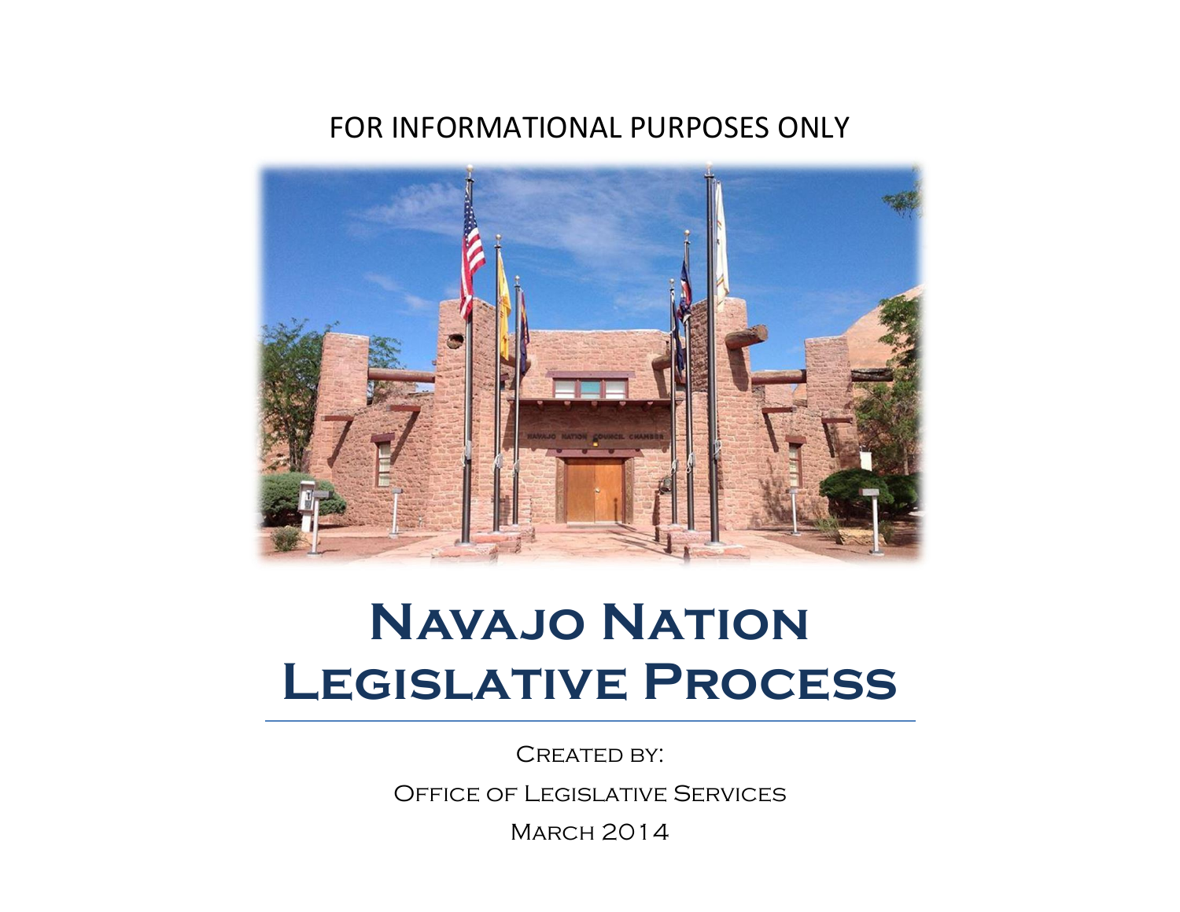FOR INFORMATIONAL PURPOSES ONLY

# Navajo Nation Legislative Process

Created by:

Office of Legislative Services

March 2014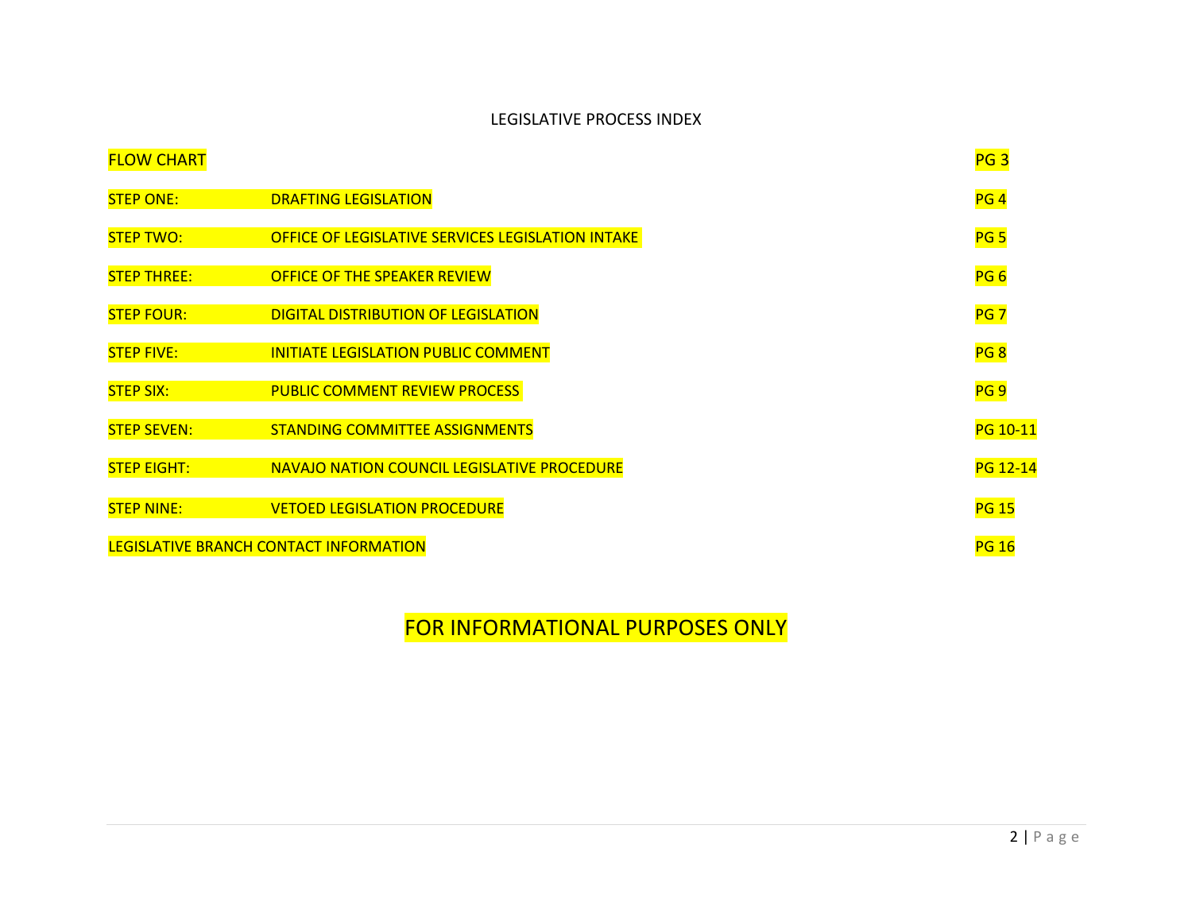# LEGISLATIVE PROCESS INDEX

| | | |
|---|---|---|
| FLOW CHART | | PG 3 |
| STEP ONE: | DRAFTING LEGISLATION | PG 4 |
| STEP TWO: | OFFICE OF LEGISLATIVE SERVICES LEGISLATION INTAKE | PG 5 |
| STEP THREE: | OFFICE OF THE SPEAKER REVIEW | PG 6 |
| STEP FOUR: | DIGITAL DISTRIBUTION OF LEGISLATION | PG 7 |
| STEP FIVE: | INITIATE LEGISLATION PUBLIC COMMENT | PG 8 |
| STEP SIX: | PUBLIC COMMENT REVIEW PROCESS | PG 9 |
| STEP SEVEN: | STANDING COMMITTEE ASSIGNMENTS | PG 10-11 |
| STEP EIGHT: | NAVAJO NATION COUNCIL LEGISLATIVE PROCEDURE | PG 12-14 |
| STEP NINE: | VETOED LEGISLATION PROCEDURE | PG 15 |
| LEGISLATIVE BRANCH CONTACT INFORMATION | | PG 16 |

FOR INFORMATIONAL PURPOSES ONLY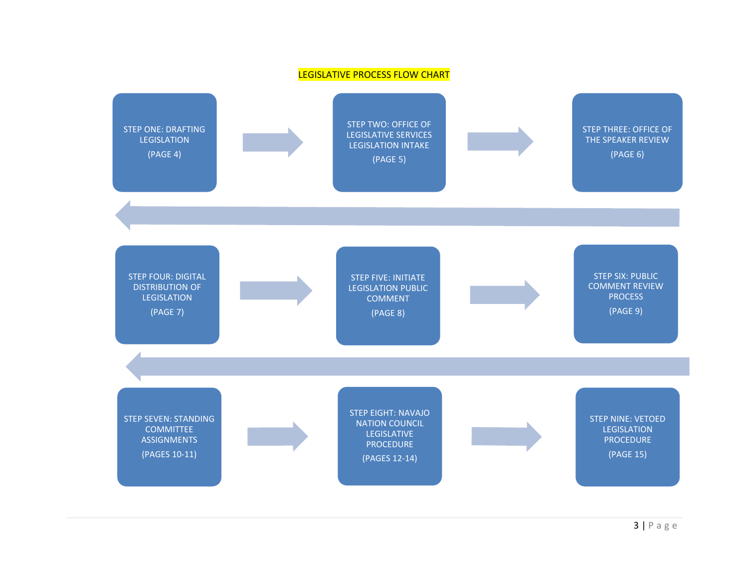# LEGISLATIVE PROCESS FLOW CHART

1. STEP ONE: DRAFTING LEGISLATION (PAGE 4)
2. STEP TWO: OFFICE OF LEGISLATIVE SERVICES LEGISLATION INTAKE (PAGE 5)
3. STEP THREE: OFFICE OF THE SPEAKER REVIEW (PAGE 6)
4. STEP FOUR: DIGITAL DISTRIBUTION OF LEGISLATION (PAGE 7)
5. STEP FIVE: INITIATE LEGISLATION PUBLIC COMMENT (PAGE 8)
6. STEP SIX: PUBLIC COMMENT REVIEW PROCESS (PAGE 9)
7. STEP SEVEN: STANDING COMMITTEE ASSIGNMENTS (PAGES 10-11)
8. STEP EIGHT: NAVAJO NATION COUNCIL LEGISLATIVE PROCEDURE (PAGES 12-14)
9. STEP NINE: VETOED LEGISLATION PROCEDURE (PAGE 15)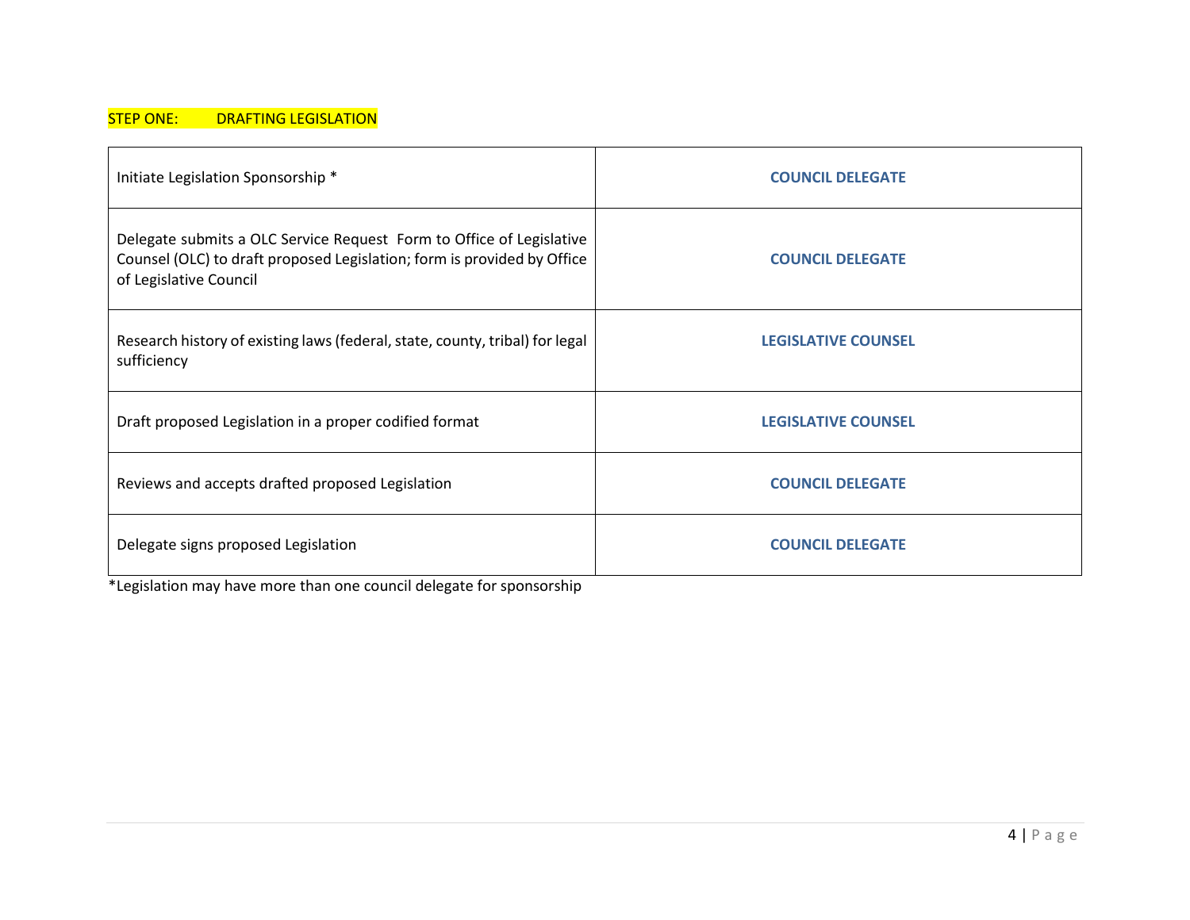## STEP ONE: DRAFTING LEGISLATION

| | |
|---|---|
| Initiate Legislation Sponsorship * | **COUNCIL DELEGATE** |
| Delegate submits a OLC Service Request Form to Office of Legislative Counsel (OLC) to draft proposed Legislation; form is provided by Office of Legislative Council | **COUNCIL DELEGATE** |
| Research history of existing laws (federal, state, county, tribal) for legal sufficiency | **LEGISLATIVE COUNSEL** |
| Draft proposed Legislation in a proper codified format | **LEGISLATIVE COUNSEL** |
| Reviews and accepts drafted proposed Legislation | **COUNCIL DELEGATE** |
| Delegate signs proposed Legislation | **COUNCIL DELEGATE** |

*Legislation may have more than one council delegate for sponsorship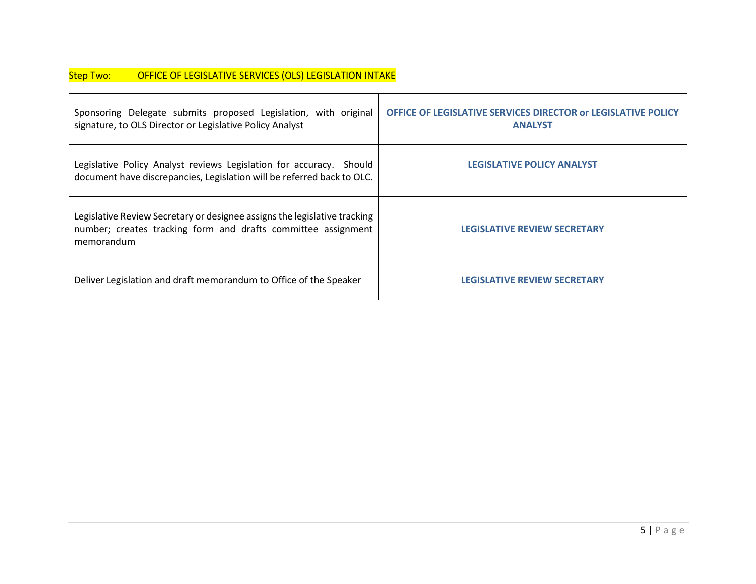Step Two: OFFICE OF LEGISLATIVE SERVICES (OLS) LEGISLATION INTAKE

| | |
|---|---|
| Sponsoring Delegate submits proposed Legislation, with original signature, to OLS Director or Legislative Policy Analyst | **OFFICE OF LEGISLATIVE SERVICES DIRECTOR or LEGISLATIVE POLICY ANALYST** |
| Legislative Policy Analyst reviews Legislation for accuracy. Should document have discrepancies, Legislation will be referred back to OLC. | **LEGISLATIVE POLICY ANALYST** |
| Legislative Review Secretary or designee assigns the legislative tracking number; creates tracking form and drafts committee assignment memorandum | **LEGISLATIVE REVIEW SECRETARY** |
| Deliver Legislation and draft memorandum to Office of the Speaker | **LEGISLATIVE REVIEW SECRETARY** |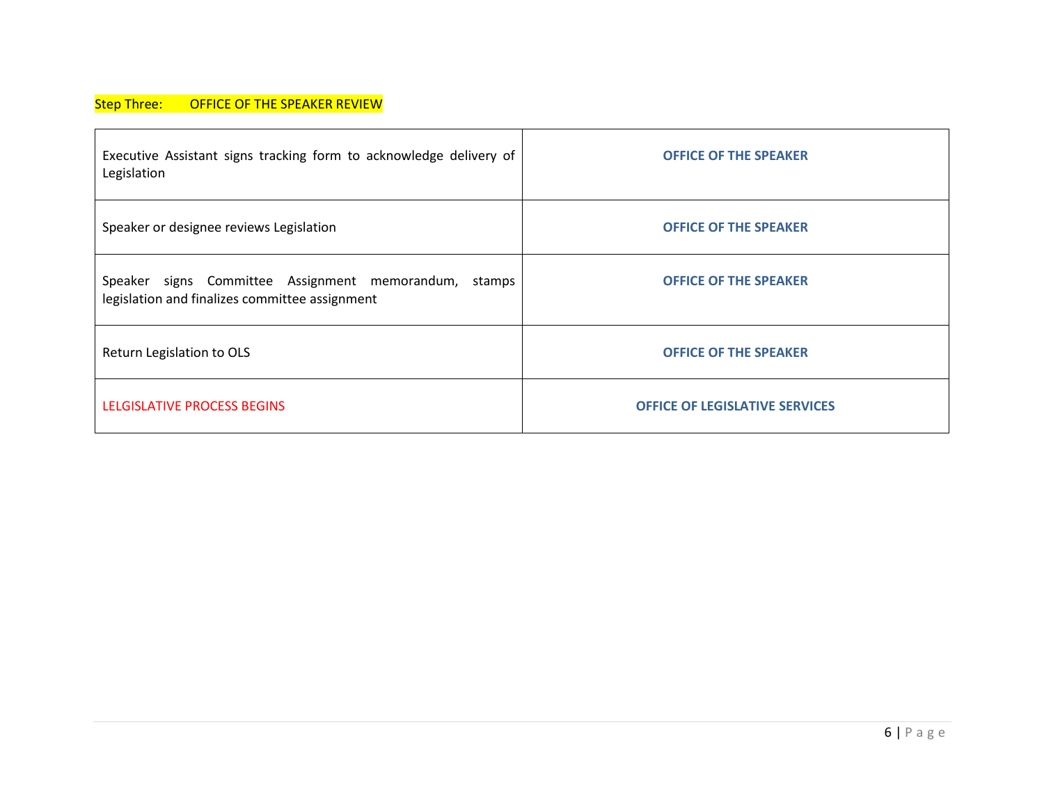Step Three: OFFICE OF THE SPEAKER REVIEW

| | |
|---|---|
| Executive Assistant signs tracking form to acknowledge delivery of Legislation | **OFFICE OF THE SPEAKER** |
| Speaker or designee reviews Legislation | **OFFICE OF THE SPEAKER** |
| Speaker signs Committee Assignment memorandum, stamps legislation and finalizes committee assignment | **OFFICE OF THE SPEAKER** |
| Return Legislation to OLS | **OFFICE OF THE SPEAKER** |
| LELGISLATIVE PROCESS BEGINS | **OFFICE OF LEGISLATIVE SERVICES** |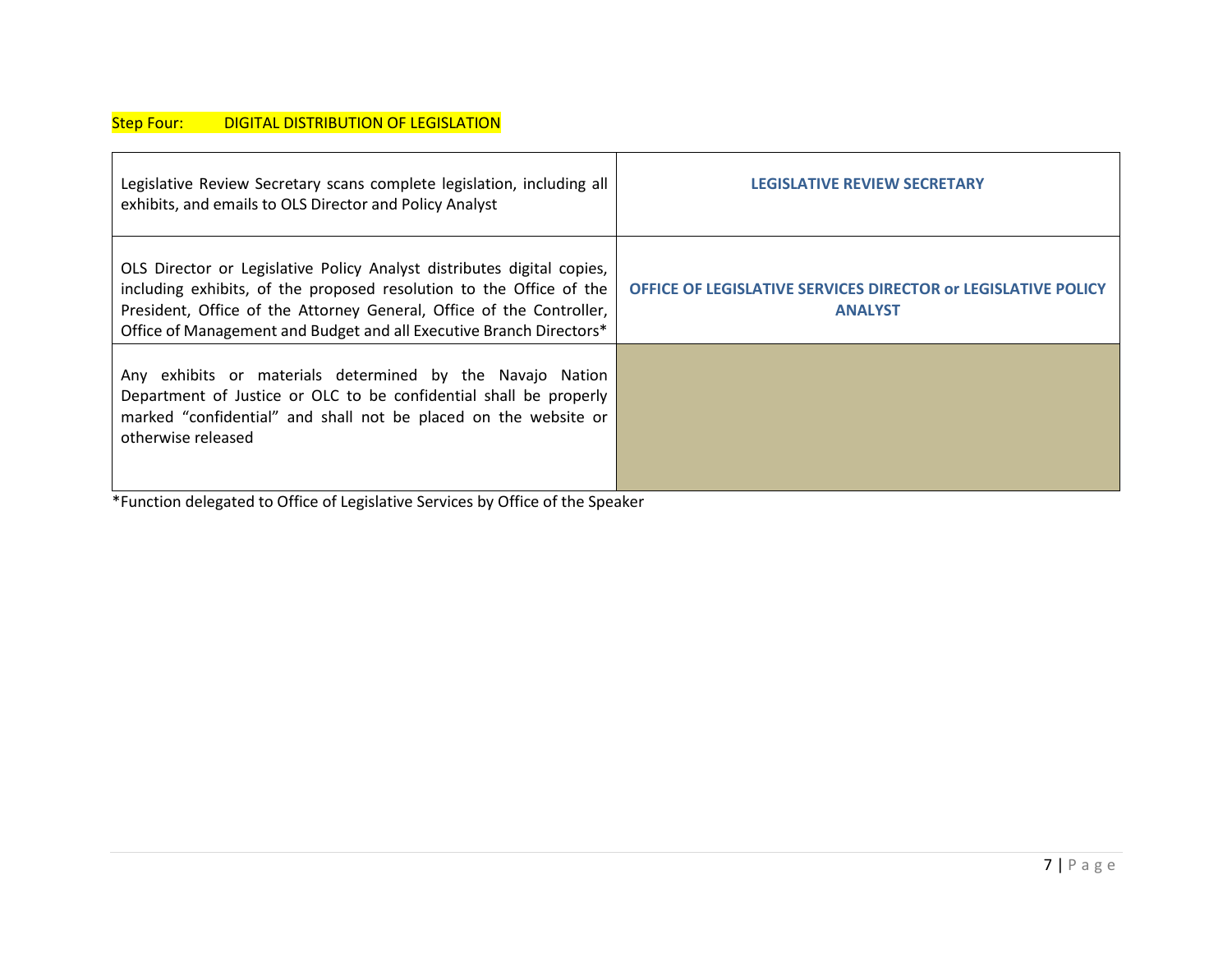### Step Four: DIGITAL DISTRIBUTION OF LEGISLATION

| | |
|---|---|
| Legislative Review Secretary scans complete legislation, including all exhibits, and emails to OLS Director and Policy Analyst | **LEGISLATIVE REVIEW SECRETARY** |
| OLS Director or Legislative Policy Analyst distributes digital copies, including exhibits, of the proposed resolution to the Office of the President, Office of the Attorney General, Office of the Controller, Office of Management and Budget and all Executive Branch Directors* | **OFFICE OF LEGISLATIVE SERVICES DIRECTOR or LEGISLATIVE POLICY ANALYST** |
| Any exhibits or materials determined by the Navajo Nation Department of Justice or OLC to be confidential shall be properly marked "confidential" and shall not be placed on the website or otherwise released | |

*Function delegated to Office of Legislative Services by Office of the Speaker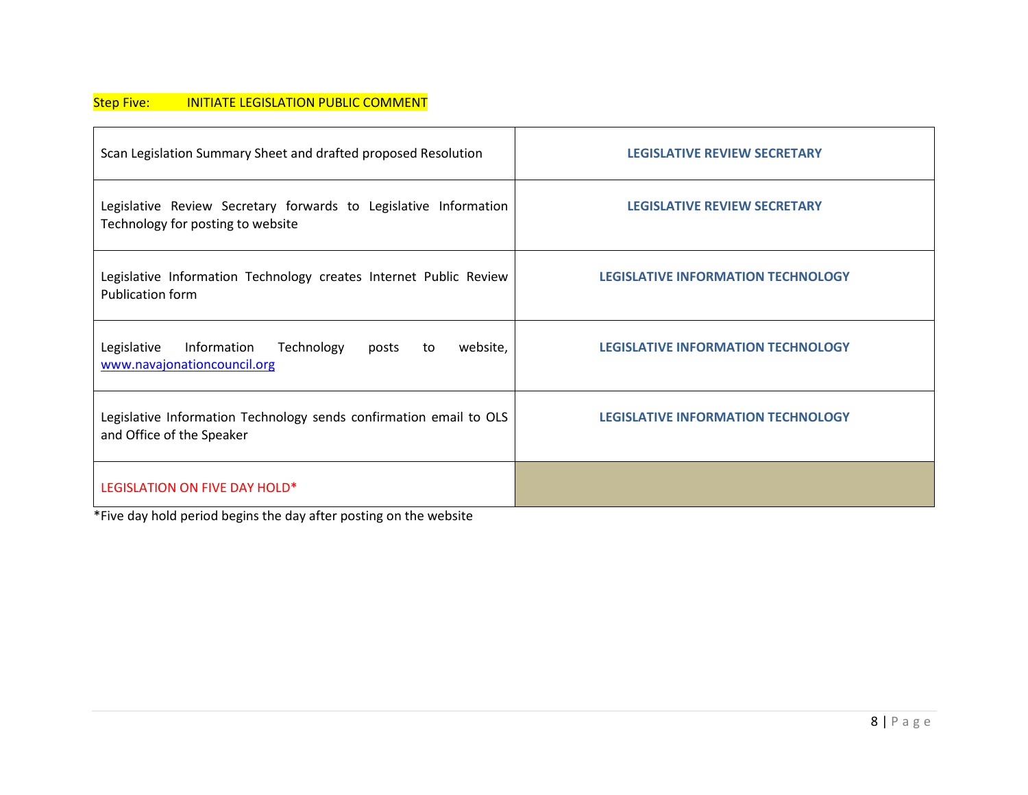Step Five: INITIATE LEGISLATION PUBLIC COMMENT

| | |
|---|---|
| Scan Legislation Summary Sheet and drafted proposed Resolution | **LEGISLATIVE REVIEW SECRETARY** |
| Legislative Review Secretary forwards to Legislative Information Technology for posting to website | **LEGISLATIVE REVIEW SECRETARY** |
| Legislative Information Technology creates Internet Public Review Publication form | **LEGISLATIVE INFORMATION TECHNOLOGY** |
| Legislative Information Technology posts to website, www.navajonationcouncil.org | **LEGISLATIVE INFORMATION TECHNOLOGY** |
| Legislative Information Technology sends confirmation email to OLS and Office of the Speaker | **LEGISLATIVE INFORMATION TECHNOLOGY** |
| LEGISLATION ON FIVE DAY HOLD* | |

*Five day hold period begins the day after posting on the website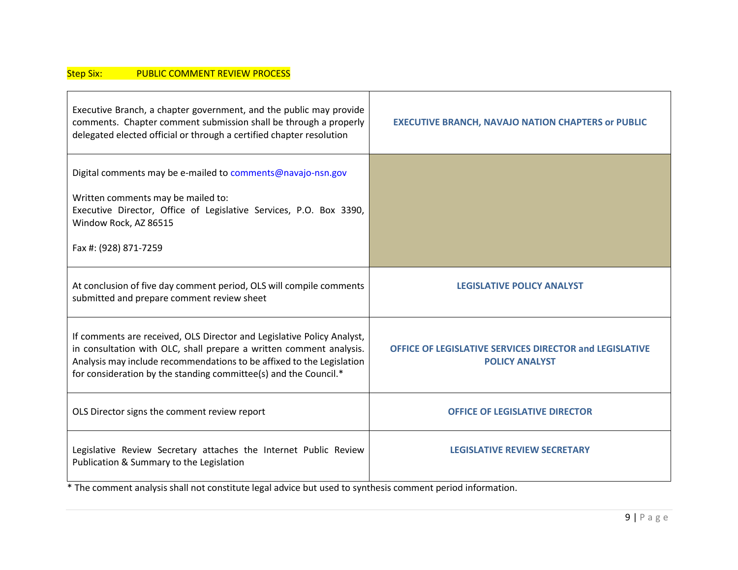Step Six: PUBLIC COMMENT REVIEW PROCESS

| | |
|---|---|
| Executive Branch, a chapter government, and the public may provide comments. Chapter comment submission shall be through a properly delegated elected official or through a certified chapter resolution | **EXECUTIVE BRANCH, NAVAJO NATION CHAPTERS or PUBLIC** |
| Digital comments may be e-mailed to comments@navajo-nsn.gov<br><br>Written comments may be mailed to:<br>Executive Director, Office of Legislative Services, P.O. Box 3390, Window Rock, AZ 86515<br><br>Fax #: (928) 871-7259 | |
| At conclusion of five day comment period, OLS will compile comments submitted and prepare comment review sheet | **LEGISLATIVE POLICY ANALYST** |
| If comments are received, OLS Director and Legislative Policy Analyst, in consultation with OLC, shall prepare a written comment analysis. Analysis may include recommendations to be affixed to the Legislation for consideration by the standing committee(s) and the Council.* | **OFFICE OF LEGISLATIVE SERVICES DIRECTOR and LEGISLATIVE POLICY ANALYST** |
| OLS Director signs the comment review report | **OFFICE OF LEGISLATIVE DIRECTOR** |
| Legislative Review Secretary attaches the Internet Public Review Publication & Summary to the Legislation | **LEGISLATIVE REVIEW SECRETARY** |

* The comment analysis shall not constitute legal advice but used to synthesis comment period information.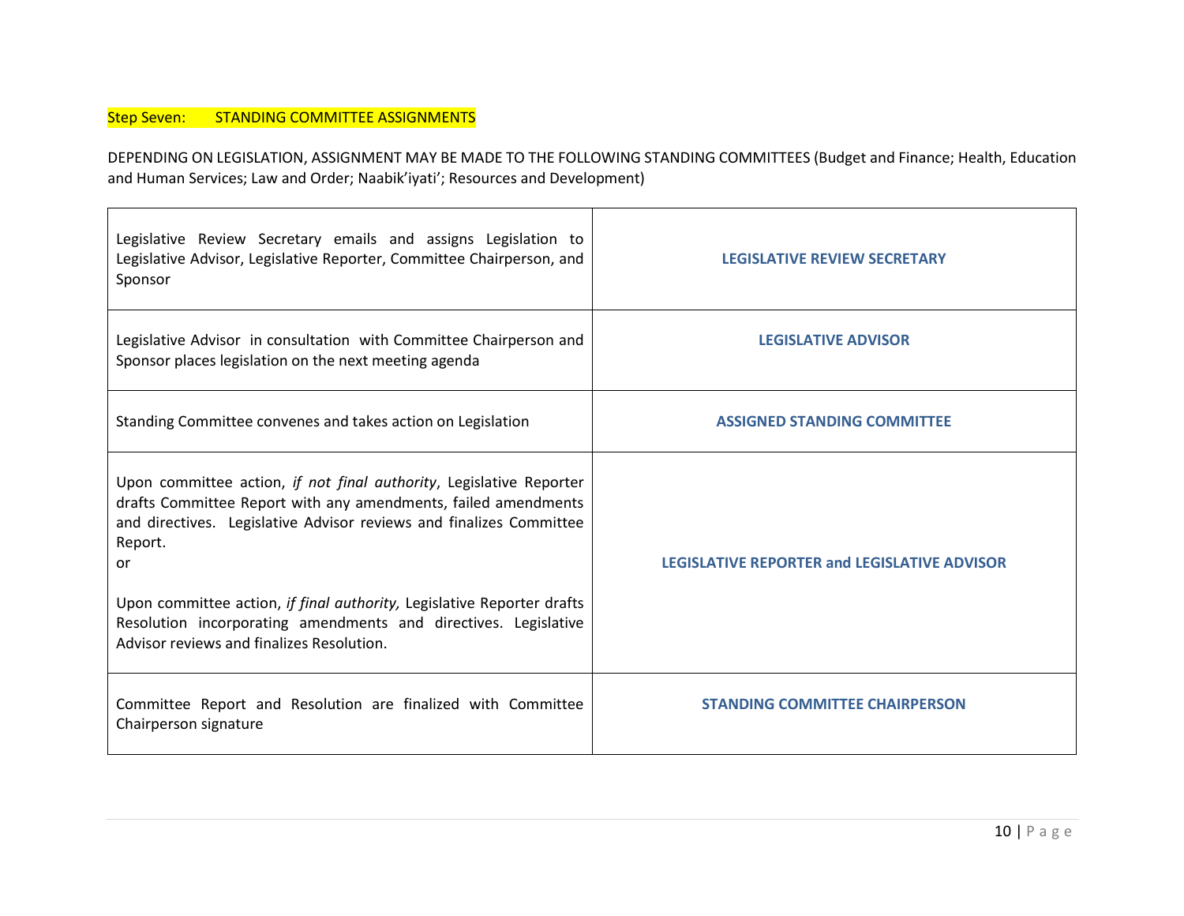## Step Seven: STANDING COMMITTEE ASSIGNMENTS

DEPENDING ON LEGISLATION, ASSIGNMENT MAY BE MADE TO THE FOLLOWING STANDING COMMITTEES (Budget and Finance; Health, Education and Human Services; Law and Order; Naabik'iyati'; Resources and Development)

| | |
|---|---|
| Legislative Review Secretary emails and assigns Legislation to Legislative Advisor, Legislative Reporter, Committee Chairperson, and Sponsor | **LEGISLATIVE REVIEW SECRETARY** |
| Legislative Advisor in consultation with Committee Chairperson and Sponsor places legislation on the next meeting agenda | **LEGISLATIVE ADVISOR** |
| Standing Committee convenes and takes action on Legislation | **ASSIGNED STANDING COMMITTEE** |
| Upon committee action, *if not final authority*, Legislative Reporter drafts Committee Report with any amendments, failed amendments and directives. Legislative Advisor reviews and finalizes Committee Report.<br>or<br><br>Upon committee action, *if final authority,* Legislative Reporter drafts Resolution incorporating amendments and directives. Legislative Advisor reviews and finalizes Resolution. | **LEGISLATIVE REPORTER and LEGISLATIVE ADVISOR** |
| Committee Report and Resolution are finalized with Committee Chairperson signature | **STANDING COMMITTEE CHAIRPERSON** |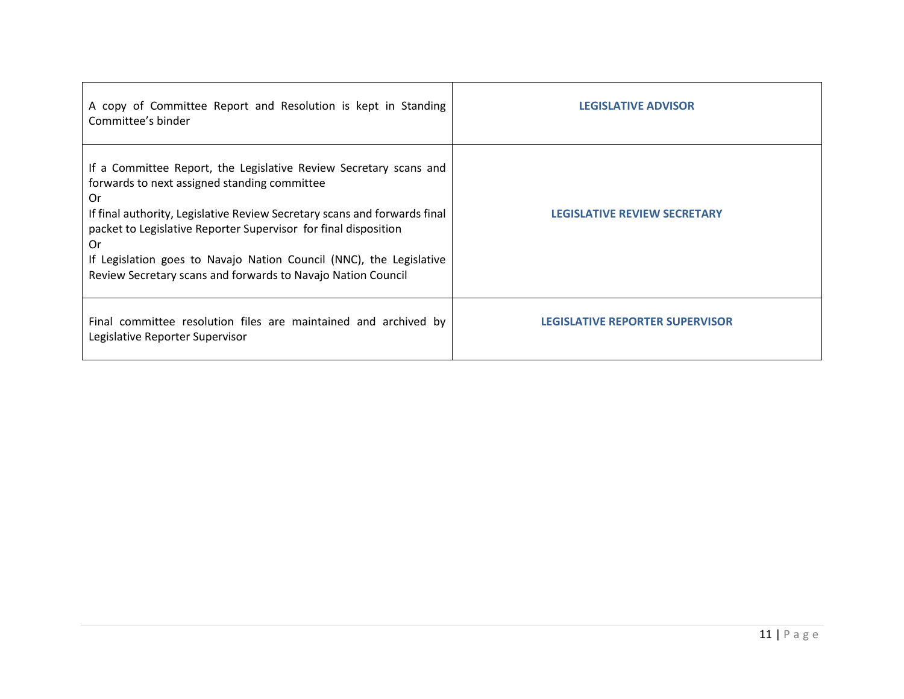| | |
|---|---|
| A copy of Committee Report and Resolution is kept in Standing Committee's binder | **LEGISLATIVE ADVISOR** |
| If a Committee Report, the Legislative Review Secretary scans and forwards to next assigned standing committee<br>Or<br>If final authority, Legislative Review Secretary scans and forwards final packet to Legislative Reporter Supervisor for final disposition<br>Or<br>If Legislation goes to Navajo Nation Council (NNC), the Legislative Review Secretary scans and forwards to Navajo Nation Council | **LEGISLATIVE REVIEW SECRETARY** |
| Final committee resolution files are maintained and archived by Legislative Reporter Supervisor | **LEGISLATIVE REPORTER SUPERVISOR** |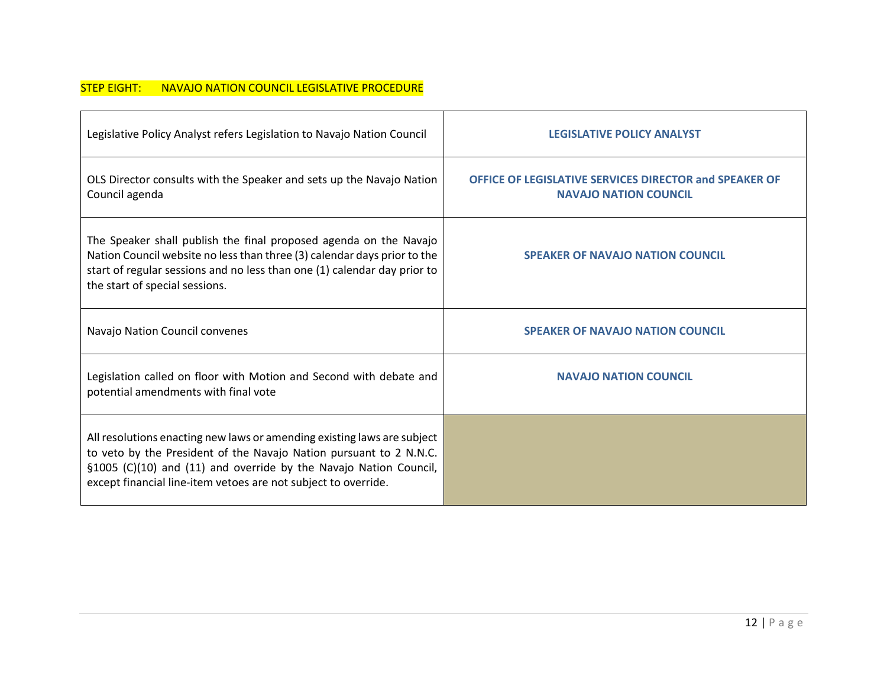STEP EIGHT: NAVAJO NATION COUNCIL LEGISLATIVE PROCEDURE

| | |
|---|---|
| Legislative Policy Analyst refers Legislation to Navajo Nation Council | **LEGISLATIVE POLICY ANALYST** |
| OLS Director consults with the Speaker and sets up the Navajo Nation Council agenda | **OFFICE OF LEGISLATIVE SERVICES DIRECTOR and SPEAKER OF NAVAJO NATION COUNCIL** |
| The Speaker shall publish the final proposed agenda on the Navajo Nation Council website no less than three (3) calendar days prior to the start of regular sessions and no less than one (1) calendar day prior to the start of special sessions. | **SPEAKER OF NAVAJO NATION COUNCIL** |
| Navajo Nation Council convenes | **SPEAKER OF NAVAJO NATION COUNCIL** |
| Legislation called on floor with Motion and Second with debate and potential amendments with final vote | **NAVAJO NATION COUNCIL** |
| All resolutions enacting new laws or amending existing laws are subject to veto by the President of the Navajo Nation pursuant to 2 N.N.C. §1005 (C)(10) and (11) and override by the Navajo Nation Council, except financial line-item vetoes are not subject to override. | |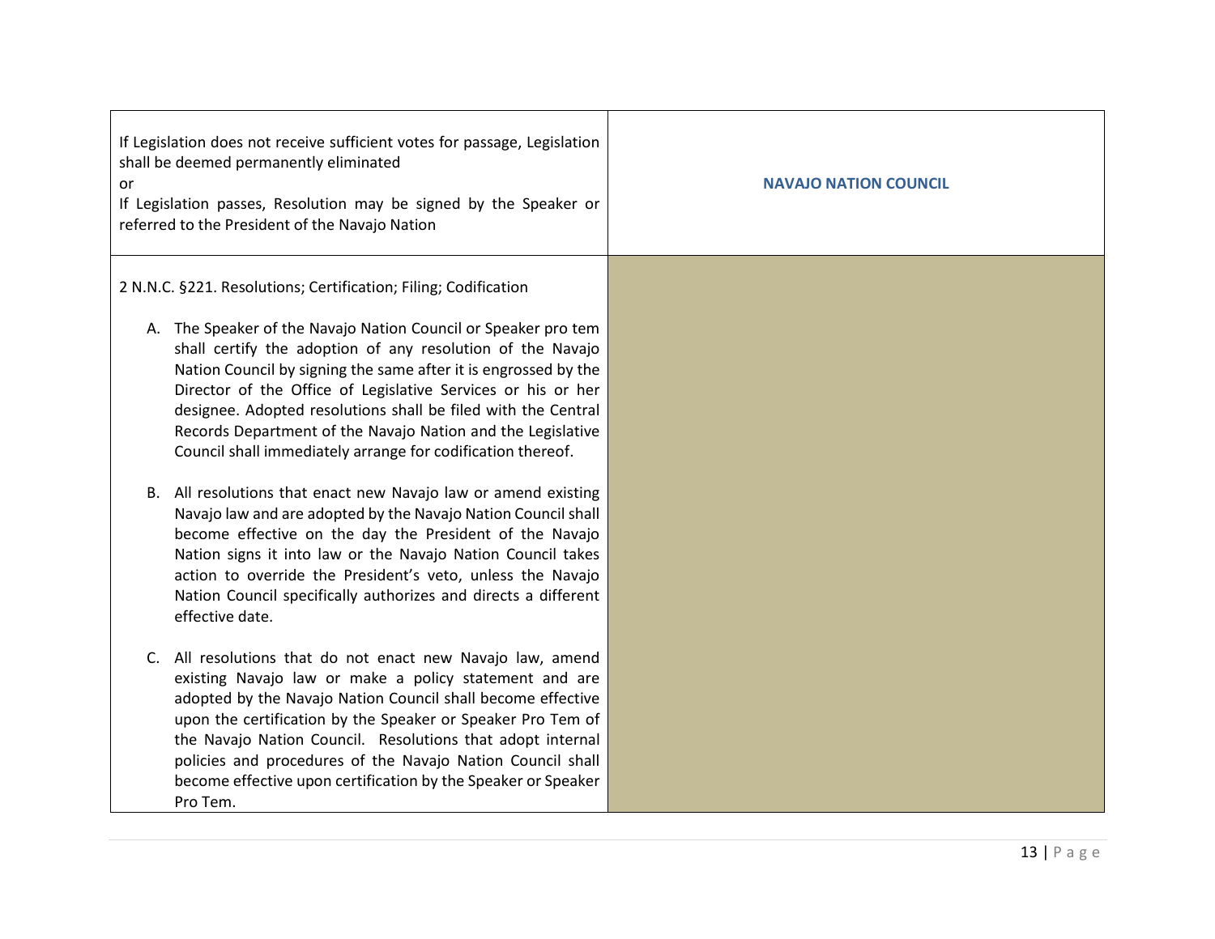| | |
|---|---|
| If Legislation does not receive sufficient votes for passage, Legislation shall be deemed permanently eliminated<br>or<br>If Legislation passes, Resolution may be signed by the Speaker or referred to the President of the Navajo Nation | **NAVAJO NATION COUNCIL** |
| 2 N.N.C. §221. Resolutions; Certification; Filing; Codification<br><br>A. The Speaker of the Navajo Nation Council or Speaker pro tem shall certify the adoption of any resolution of the Navajo Nation Council by signing the same after it is engrossed by the Director of the Office of Legislative Services or his or her designee. Adopted resolutions shall be filed with the Central Records Department of the Navajo Nation and the Legislative Council shall immediately arrange for codification thereof.<br><br>B. All resolutions that enact new Navajo law or amend existing Navajo law and are adopted by the Navajo Nation Council shall become effective on the day the President of the Navajo Nation signs it into law or the Navajo Nation Council takes action to override the President's veto, unless the Navajo Nation Council specifically authorizes and directs a different effective date.<br><br>C. All resolutions that do not enact new Navajo law, amend existing Navajo law or make a policy statement and are adopted by the Navajo Nation Council shall become effective upon the certification by the Speaker or Speaker Pro Tem of the Navajo Nation Council. Resolutions that adopt internal policies and procedures of the Navajo Nation Council shall become effective upon certification by the Speaker or Speaker Pro Tem. | |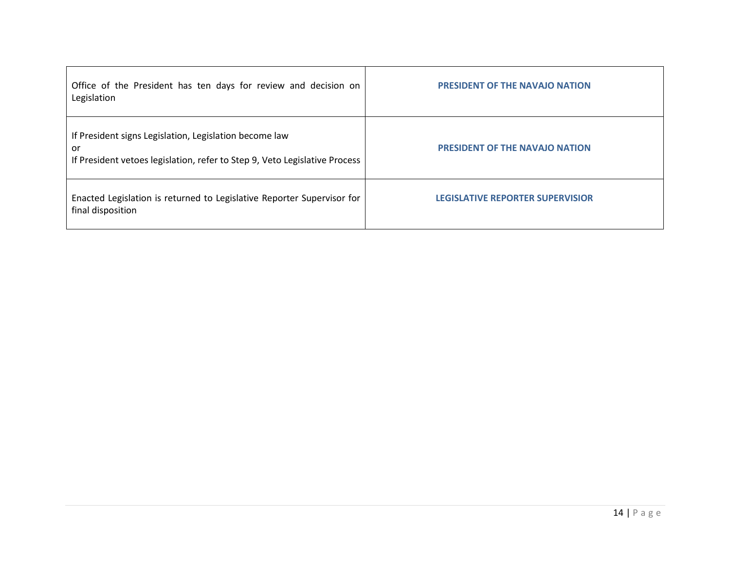| | |
|---|---|
| Office of the President has ten days for review and decision on Legislation | **PRESIDENT OF THE NAVAJO NATION** |
| If President signs Legislation, Legislation become law<br>or<br>If President vetoes legislation, refer to Step 9, Veto Legislative Process | **PRESIDENT OF THE NAVAJO NATION** |
| Enacted Legislation is returned to Legislative Reporter Supervisor for final disposition | **LEGISLATIVE REPORTER SUPERVISIOR** |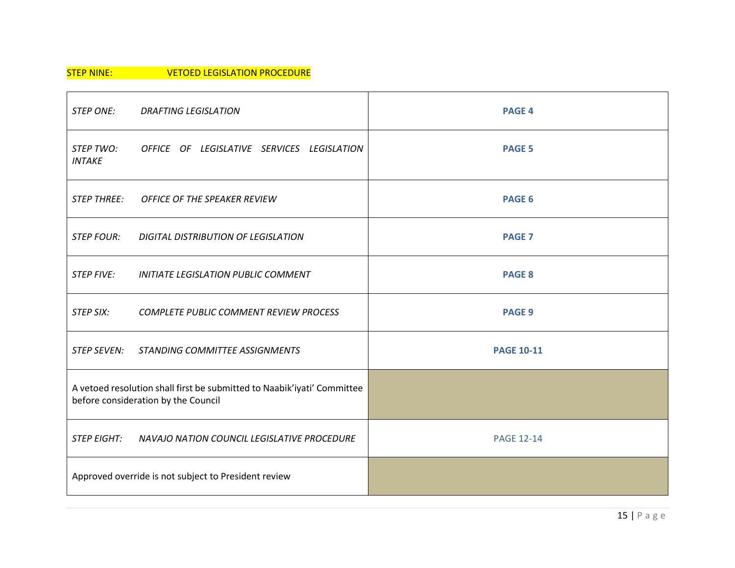STEP NINE: VETOED LEGISLATION PROCEDURE

| | |
|---|---|
| *STEP ONE: DRAFTING LEGISLATION* | **PAGE 4** |
| *STEP TWO: OFFICE OF LEGISLATIVE SERVICES LEGISLATION INTAKE* | **PAGE 5** |
| *STEP THREE: OFFICE OF THE SPEAKER REVIEW* | **PAGE 6** |
| *STEP FOUR: DIGITAL DISTRIBUTION OF LEGISLATION* | **PAGE 7** |
| *STEP FIVE: INITIATE LEGISLATION PUBLIC COMMENT* | **PAGE 8** |
| *STEP SIX: COMPLETE PUBLIC COMMENT REVIEW PROCESS* | **PAGE 9** |
| *STEP SEVEN: STANDING COMMITTEE ASSIGNMENTS* | **PAGE 10-11** |
| A vetoed resolution shall first be submitted to Naabik'iyati' Committee before consideration by the Council | |
| *STEP EIGHT: NAVAJO NATION COUNCIL LEGISLATIVE PROCEDURE* | PAGE 12-14 |
| Approved override is not subject to President review | |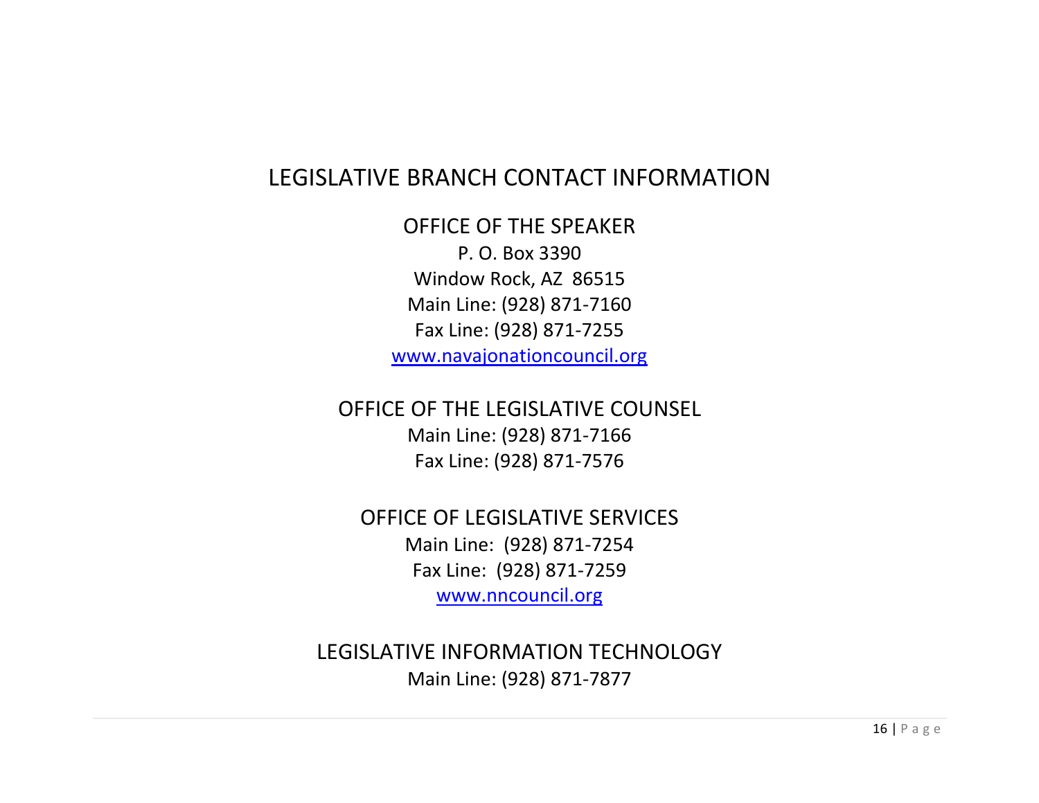# LEGISLATIVE BRANCH CONTACT INFORMATION

## OFFICE OF THE SPEAKER

P. O. Box 3390
Window Rock, AZ 86515
Main Line: (928) 871-7160
Fax Line: (928) 871-7255
www.navajonationcouncil.org

## OFFICE OF THE LEGISLATIVE COUNSEL

Main Line: (928) 871-7166
Fax Line: (928) 871-7576

## OFFICE OF LEGISLATIVE SERVICES

Main Line: (928) 871-7254
Fax Line: (928) 871-7259
www.nncouncil.org

## LEGISLATIVE INFORMATION TECHNOLOGY

Main Line: (928) 871-7877